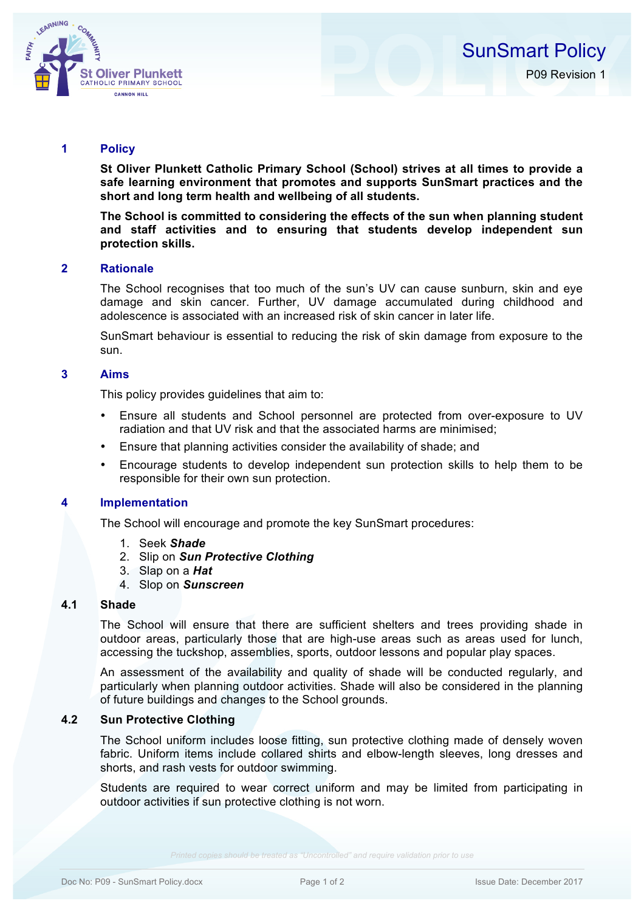# SunSmart Policy

P09 Revision 1

## 1 Policy

**St Oliver Plunkett Catholic Primary School (School) strives at all times to provide a safe learning environment that promotes and supports SunSmart practices and the short and long term health and wellbeing of all students.**

**The School is committed to considering the effects of the sun when planning student and staff activities and to ensuring that students develop independent sun protection skills.**

## 2 Rationale

The School recognises that too much of the sun's UV can cause sunburn, skin and eye damage and skin cancer. Further, UV damage accumulated during childhood and adolescence is associated with an increased risk of skin cancer in later life.

SunSmart behaviour is essential to reducing the risk of skin damage from exposure to the sun.

## 3 Aims

This policy provides guidelines that aim to:

- Ensure all students and School personnel are protected from over-exposure to UV radiation and that UV risk and that the associated harms are minimised;
- Ensure that planning activities consider the availability of shade; and
- Encourage students to develop independent sun protection skills to help them to be responsible for their own sun protection.

## 4 Implementation

The School will encourage and promote the key SunSmart procedures:

1. Seek ***Shade***
2. Slip on ***Sun Protective Clothing***
3. Slap on a ***Hat***
4. Slop on ***Sunscreen***

### 4.1 Shade

The School will ensure that there are sufficient shelters and trees providing shade in outdoor areas, particularly those that are high-use areas such as areas used for lunch, accessing the tuckshop, assemblies, sports, outdoor lessons and popular play spaces.

An assessment of the availability and quality of shade will be conducted regularly, and particularly when planning outdoor activities. Shade will also be considered in the planning of future buildings and changes to the School grounds.

### 4.2 Sun Protective Clothing

The School uniform includes loose fitting, sun protective clothing made of densely woven fabric. Uniform items include collared shirts and elbow-length sleeves, long dresses and shorts, and rash vests for outdoor swimming.

Students are required to wear correct uniform and may be limited from participating in outdoor activities if sun protective clothing is not worn.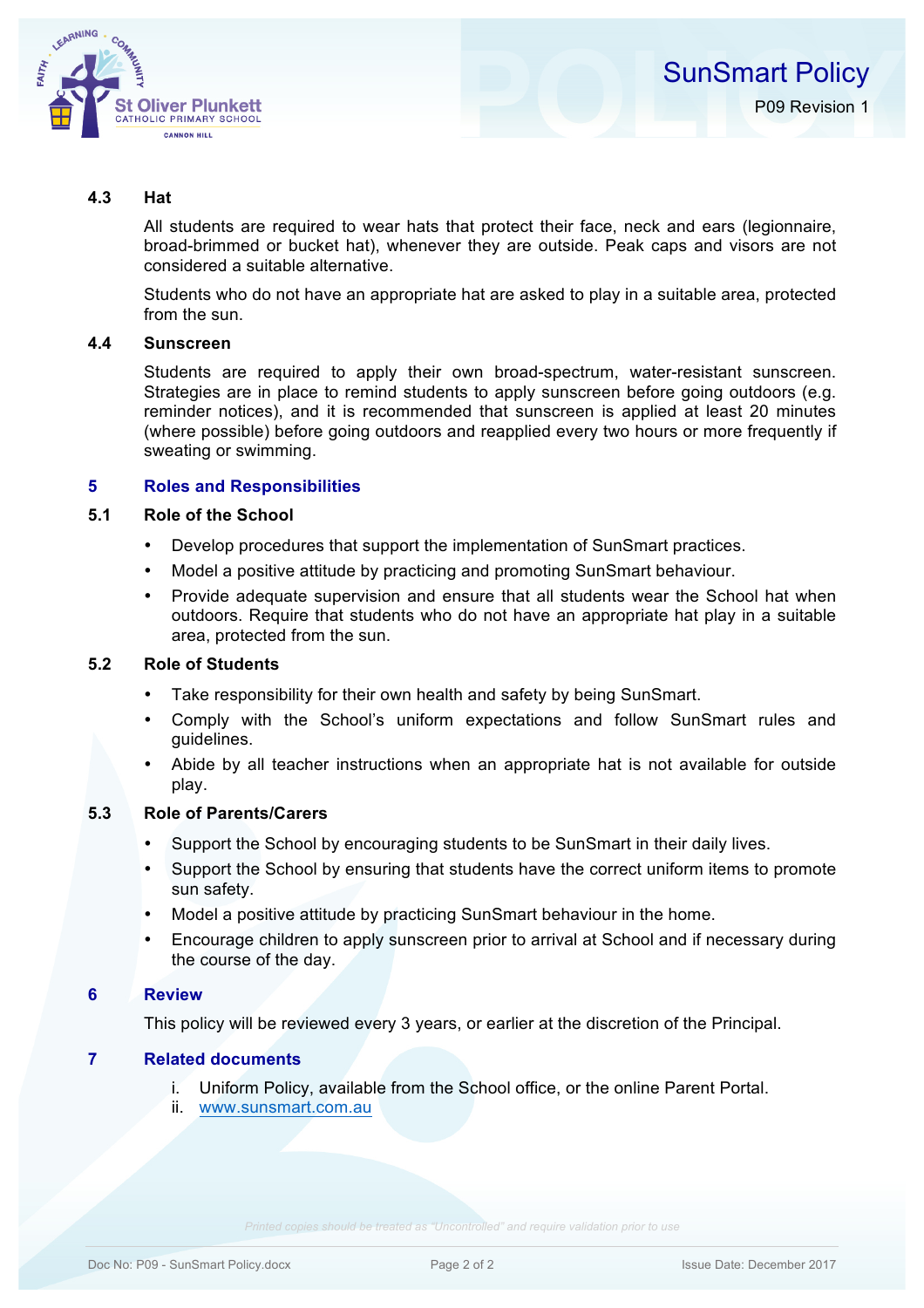### 4.3 Hat

All students are required to wear hats that protect their face, neck and ears (legionnaire, broad-brimmed or bucket hat), whenever they are outside. Peak caps and visors are not considered a suitable alternative.

Students who do not have an appropriate hat are asked to play in a suitable area, protected from the sun.

### 4.4 Sunscreen

Students are required to apply their own broad-spectrum, water-resistant sunscreen. Strategies are in place to remind students to apply sunscreen before going outdoors (e.g. reminder notices), and it is recommended that sunscreen is applied at least 20 minutes (where possible) before going outdoors and reapplied every two hours or more frequently if sweating or swimming.

## 5 Roles and Responsibilities

### 5.1 Role of the School

- Develop procedures that support the implementation of SunSmart practices.
- Model a positive attitude by practicing and promoting SunSmart behaviour.
- Provide adequate supervision and ensure that all students wear the School hat when outdoors. Require that students who do not have an appropriate hat play in a suitable area, protected from the sun.

### 5.2 Role of Students

- Take responsibility for their own health and safety by being SunSmart.
- Comply with the School's uniform expectations and follow SunSmart rules and guidelines.
- Abide by all teacher instructions when an appropriate hat is not available for outside play.

### 5.3 Role of Parents/Carers

- Support the School by encouraging students to be SunSmart in their daily lives.
- Support the School by ensuring that students have the correct uniform items to promote sun safety.
- Model a positive attitude by practicing SunSmart behaviour in the home.
- Encourage children to apply sunscreen prior to arrival at School and if necessary during the course of the day.

## 6 Review

This policy will be reviewed every 3 years, or earlier at the discretion of the Principal.

## 7 Related documents

i. Uniform Policy, available from the School office, or the online Parent Portal.
ii. www.sunsmart.com.au